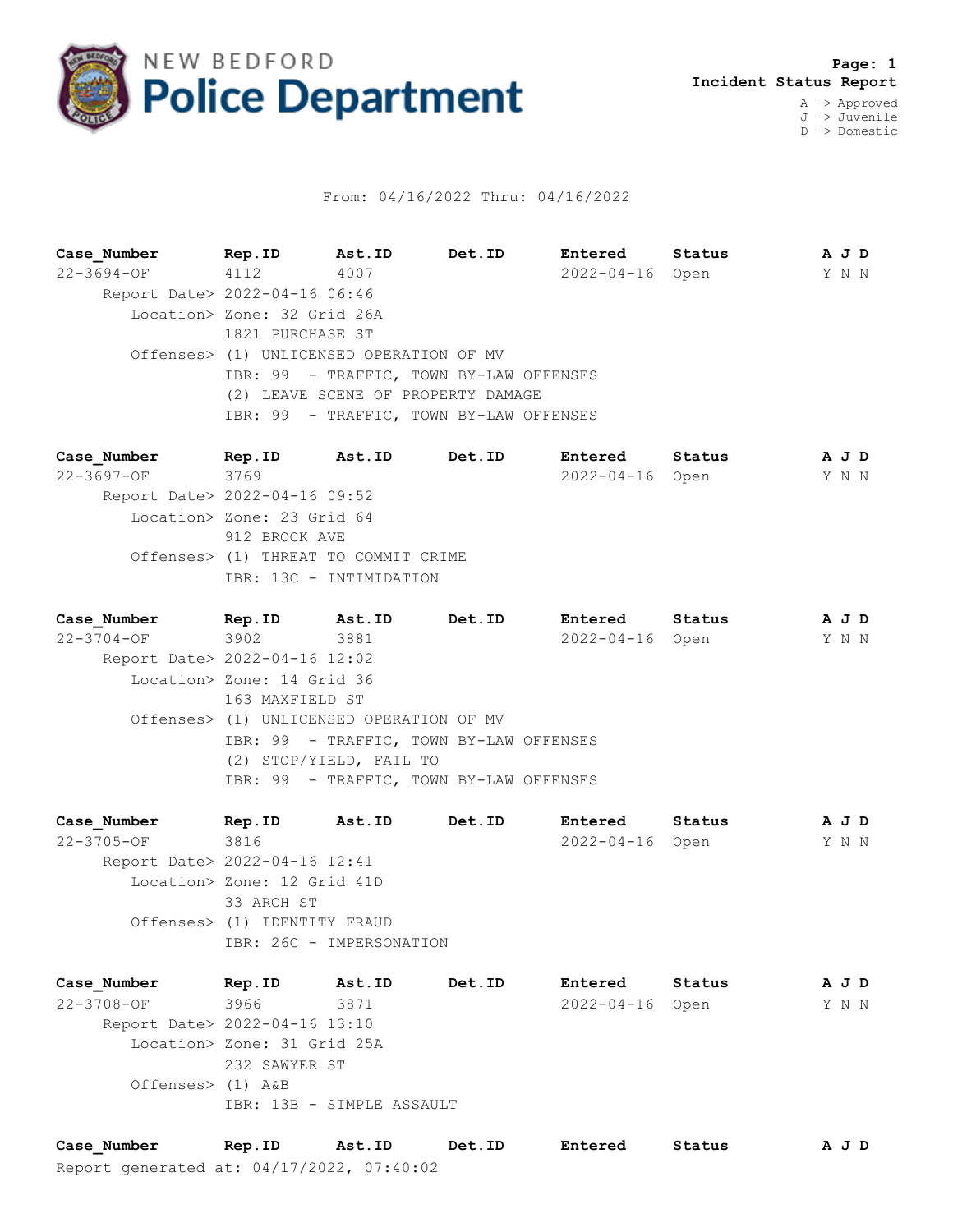# NEW BEDFORD Police Department

**Incident Status Report**

A -> Approved
J -> Juvenile
D -> Domestic

From: 04/16/2022 Thru: 04/16/2022

| Case_Number | Rep.ID | Ast.ID | Det.ID | Entered | Status | A | J | D |
|---|---|---|---|---|---|---|---|---|
| 22-3694-OF | 4112 | 4007 | | 2022-04-16 | Open | Y | N | N |

Report Date> 2022-04-16 06:46
Location> Zone: 32 Grid 26A
1821 PURCHASE ST
Offenses> (1) UNLICENSED OPERATION OF MV
IBR: 99 - TRAFFIC, TOWN BY-LAW OFFENSES
(2) LEAVE SCENE OF PROPERTY DAMAGE
IBR: 99 - TRAFFIC, TOWN BY-LAW OFFENSES

| Case_Number | Rep.ID | Ast.ID | Det.ID | Entered | Status | A | J | D |
|---|---|---|---|---|---|---|---|---|
| 22-3697-OF | 3769 | | | 2022-04-16 | Open | Y | N | N |

Report Date> 2022-04-16 09:52
Location> Zone: 23 Grid 64
912 BROCK AVE
Offenses> (1) THREAT TO COMMIT CRIME
IBR: 13C - INTIMIDATION

| Case_Number | Rep.ID | Ast.ID | Det.ID | Entered | Status | A | J | D |
|---|---|---|---|---|---|---|---|---|
| 22-3704-OF | 3902 | 3881 | | 2022-04-16 | Open | Y | N | N |

Report Date> 2022-04-16 12:02
Location> Zone: 14 Grid 36
163 MAXFIELD ST
Offenses> (1) UNLICENSED OPERATION OF MV
IBR: 99 - TRAFFIC, TOWN BY-LAW OFFENSES
(2) STOP/YIELD, FAIL TO
IBR: 99 - TRAFFIC, TOWN BY-LAW OFFENSES

| Case_Number | Rep.ID | Ast.ID | Det.ID | Entered | Status | A | J | D |
|---|---|---|---|---|---|---|---|---|
| 22-3705-OF | 3816 | | | 2022-04-16 | Open | Y | N | N |

Report Date> 2022-04-16 12:41
Location> Zone: 12 Grid 41D
33 ARCH ST
Offenses> (1) IDENTITY FRAUD
IBR: 26C - IMPERSONATION

| Case_Number | Rep.ID | Ast.ID | Det.ID | Entered | Status | A | J | D |
|---|---|---|---|---|---|---|---|---|
| 22-3708-OF | 3966 | 3871 | | 2022-04-16 | Open | Y | N | N |

Report Date> 2022-04-16 13:10
Location> Zone: 31 Grid 25A
232 SAWYER ST
Offenses> (1) A&B
IBR: 13B - SIMPLE ASSAULT

| Case_Number | Rep.ID | Ast.ID | Det.ID | Entered | Status | A | J | D |
|---|---|---|---|---|---|---|---|---|

Report generated at: 04/17/2022, 07:40:02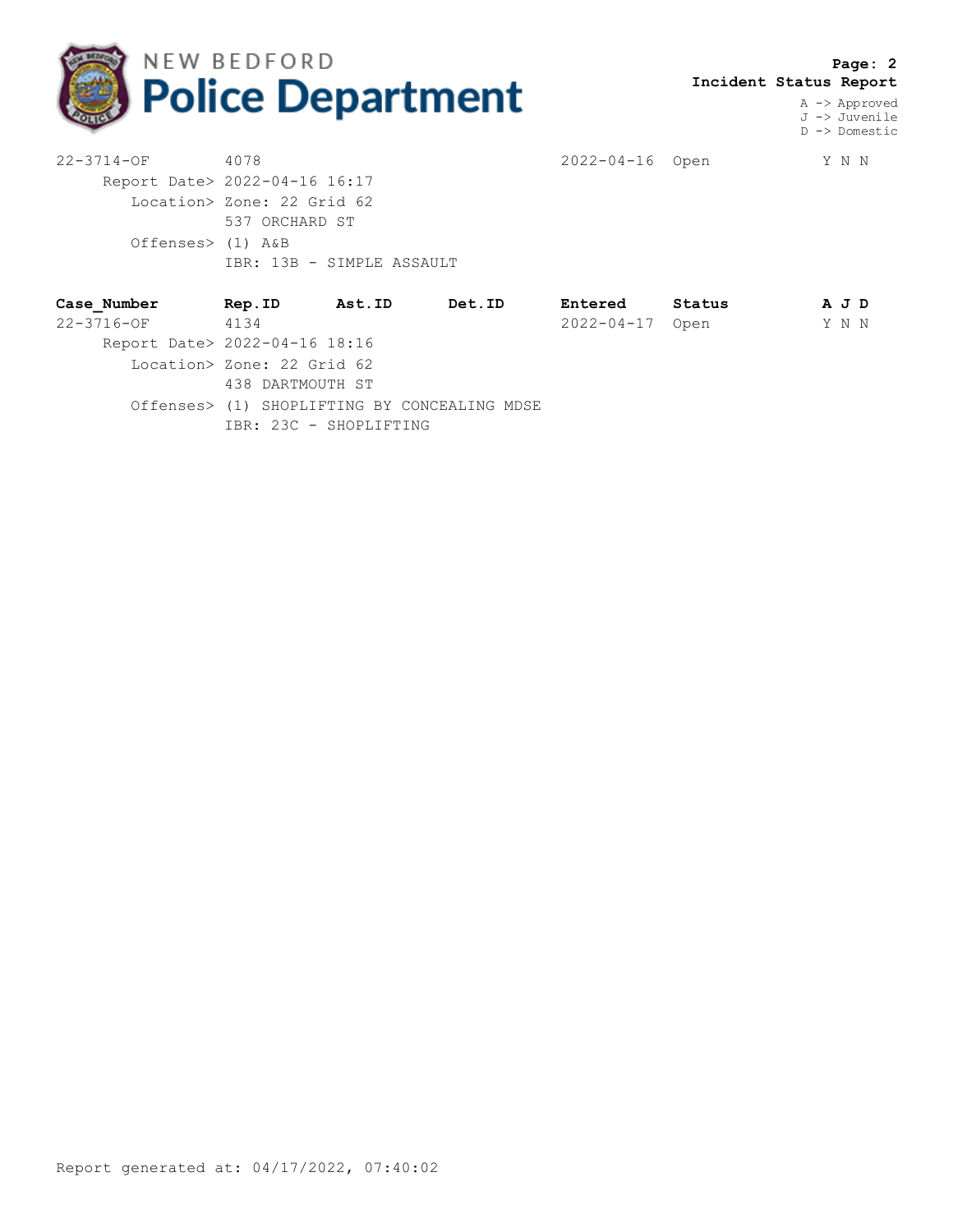**Incident Status Report**

A -> Approved
J -> Juvenile
D -> Domestic

```
22-3714-OF          4078                                    2022-04-16   Open         Y N N
     Report Date> 2022-04-16 16:17
        Location> Zone: 22 Grid 62
                  537 ORCHARD ST
        Offenses> (1) A&B
                  IBR: 13B - SIMPLE ASSAULT

Case_Number         Rep.ID     Ast.ID     Det.ID     Entered      Status       A J D
22-3716-OF          4134                             2022-04-17   Open         Y N N
     Report Date> 2022-04-16 18:16
        Location> Zone: 22 Grid 62
                  438 DARTMOUTH ST
        Offenses> (1) SHOPLIFTING BY CONCEALING MDSE
                  IBR: 23C - SHOPLIFTING
```

Report generated at: 04/17/2022, 07:40:02